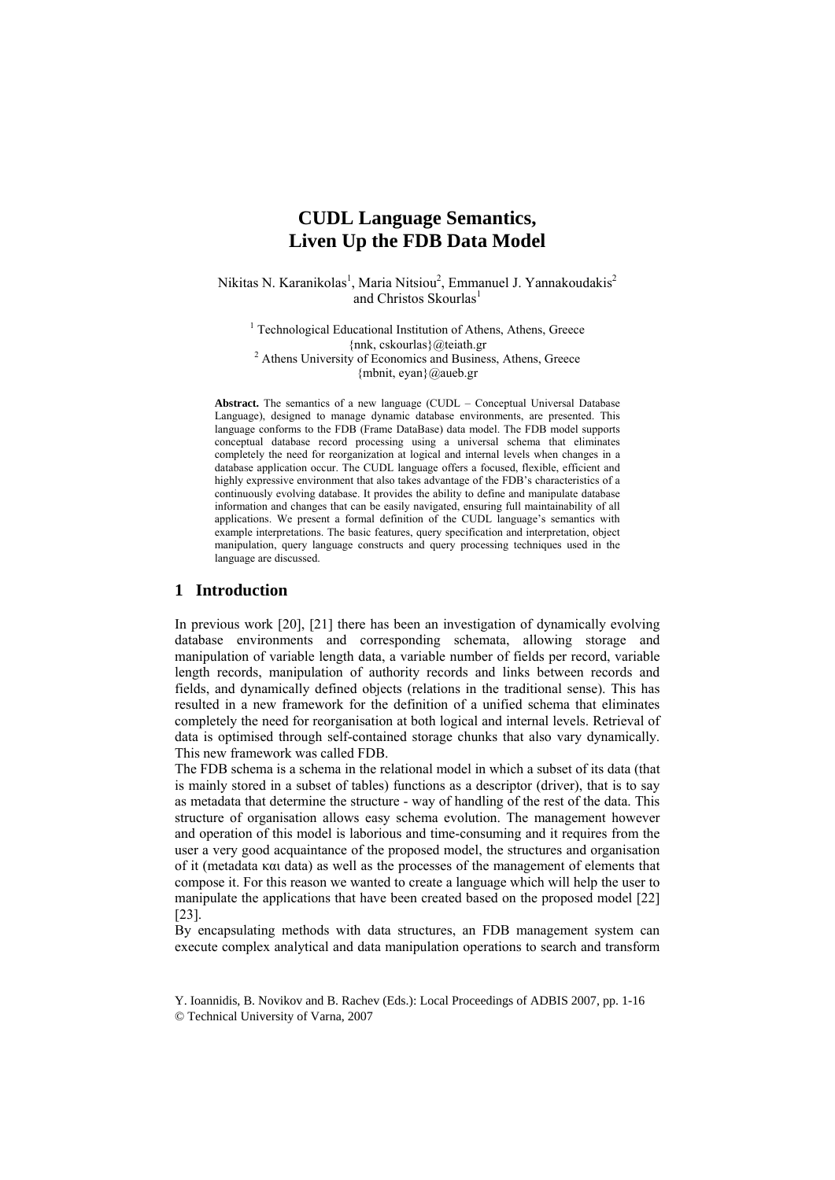# CUDL Language Semantics, Liven Up the FDB Data Model

Nikitas N. Karanikolas[1], Maria Nitsiou[2], Emmanuel J. Yannakoudakis[2] and Christos Skourlas[1]

[1] Technological Educational Institution of Athens, Athens, Greece
{nnk, cskourlas}@teiath.gr
[2] Athens University of Economics and Business, Athens, Greece
{mbnit, eyan}@aueb.gr

**Abstract.** The semantics of a new language (CUDL – Conceptual Universal Database Language), designed to manage dynamic database environments, are presented. This language conforms to the FDB (Frame DataBase) data model. The FDB model supports conceptual database record processing using a universal schema that eliminates completely the need for reorganization at logical and internal levels when changes in a database application occur. The CUDL language offers a focused, flexible, efficient and highly expressive environment that also takes advantage of the FDB's characteristics of a continuously evolving database. It provides the ability to define and manipulate database information and changes that can be easily navigated, ensuring full maintainability of all applications. We present a formal definition of the CUDL language's semantics with example interpretations. The basic features, query specification and interpretation, object manipulation, query language constructs and query processing techniques used in the language are discussed.

## 1 Introduction

In previous work [20], [21] there has been an investigation of dynamically evolving database environments and corresponding schemata, allowing storage and manipulation of variable length data, a variable number of fields per record, variable length records, manipulation of authority records and links between records and fields, and dynamically defined objects (relations in the traditional sense). This has resulted in a new framework for the definition of a unified schema that eliminates completely the need for reorganisation at both logical and internal levels. Retrieval of data is optimised through self-contained storage chunks that also vary dynamically. This new framework was called FDB.

The FDB schema is a schema in the relational model in which a subset of its data (that is mainly stored in a subset of tables) functions as a descriptor (driver), that is to say as metadata that determine the structure - way of handling of the rest of the data. This structure of organisation allows easy schema evolution. The management however and operation of this model is laborious and time-consuming and it requires from the user a very good acquaintance of the proposed model, the structures and organisation of it (metadata και data) as well as the processes of the management of elements that compose it. For this reason we wanted to create a language which will help the user to manipulate the applications that have been created based on the proposed model [22] [23].

By encapsulating methods with data structures, an FDB management system can execute complex analytical and data manipulation operations to search and transform

Y. Ioannidis, B. Novikov and B. Rachev (Eds.): Local Proceedings of ADBIS 2007, pp. 1-16
© Technical University of Varna, 2007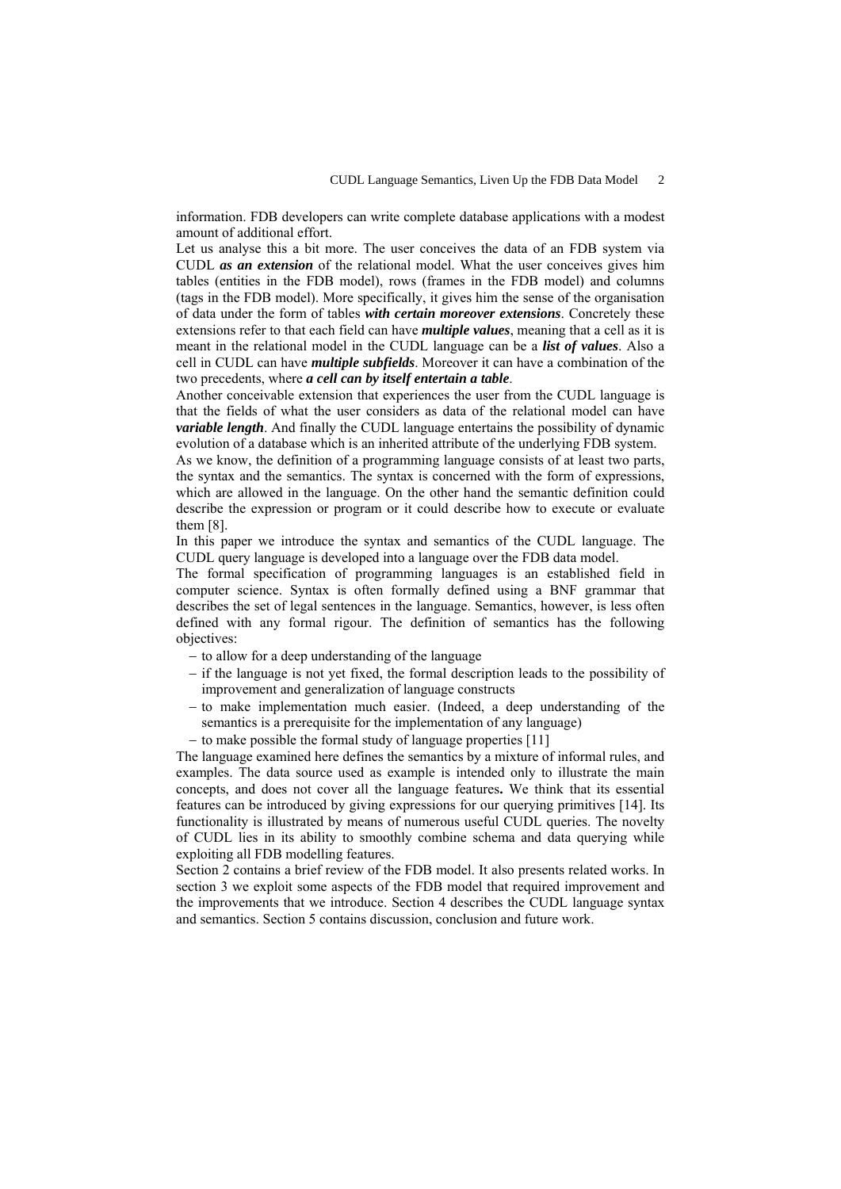information. FDB developers can write complete database applications with a modest amount of additional effort.

Let us analyse this a bit more. The user conceives the data of an FDB system via CUDL ***as an extension*** of the relational model. What the user conceives gives him tables (entities in the FDB model), rows (frames in the FDB model) and columns (tags in the FDB model). More specifically, it gives him the sense of the organisation of data under the form of tables ***with certain moreover extensions***. Concretely these extensions refer to that each field can have ***multiple values***, meaning that a cell as it is meant in the relational model in the CUDL language can be a ***list of values***. Also a cell in CUDL can have ***multiple subfields***. Moreover it can have a combination of the two precedents, where ***a cell can by itself entertain a table***.

Another conceivable extension that experiences the user from the CUDL language is that the fields of what the user considers as data of the relational model can have ***variable length***. And finally the CUDL language entertains the possibility of dynamic evolution of a database which is an inherited attribute of the underlying FDB system.

As we know, the definition of a programming language consists of at least two parts, the syntax and the semantics. The syntax is concerned with the form of expressions, which are allowed in the language. On the other hand the semantic definition could describe the expression or program or it could describe how to execute or evaluate them [8].

In this paper we introduce the syntax and semantics of the CUDL language. The CUDL query language is developed into a language over the FDB data model.

The formal specification of programming languages is an established field in computer science. Syntax is often formally defined using a BNF grammar that describes the set of legal sentences in the language. Semantics, however, is less often defined with any formal rigour. The definition of semantics has the following objectives:

- to allow for a deep understanding of the language
- if the language is not yet fixed, the formal description leads to the possibility of improvement and generalization of language constructs
- to make implementation much easier. (Indeed, a deep understanding of the semantics is a prerequisite for the implementation of any language)
- to make possible the formal study of language properties [11]

The language examined here defines the semantics by a mixture of informal rules, and examples. The data source used as example is intended only to illustrate the main concepts, and does not cover all the language features**.** We think that its essential features can be introduced by giving expressions for our querying primitives [14]. Its functionality is illustrated by means of numerous useful CUDL queries. The novelty of CUDL lies in its ability to smoothly combine schema and data querying while exploiting all FDB modelling features.

Section 2 contains a brief review of the FDB model. It also presents related works. In section 3 we exploit some aspects of the FDB model that required improvement and the improvements that we introduce. Section 4 describes the CUDL language syntax and semantics. Section 5 contains discussion, conclusion and future work.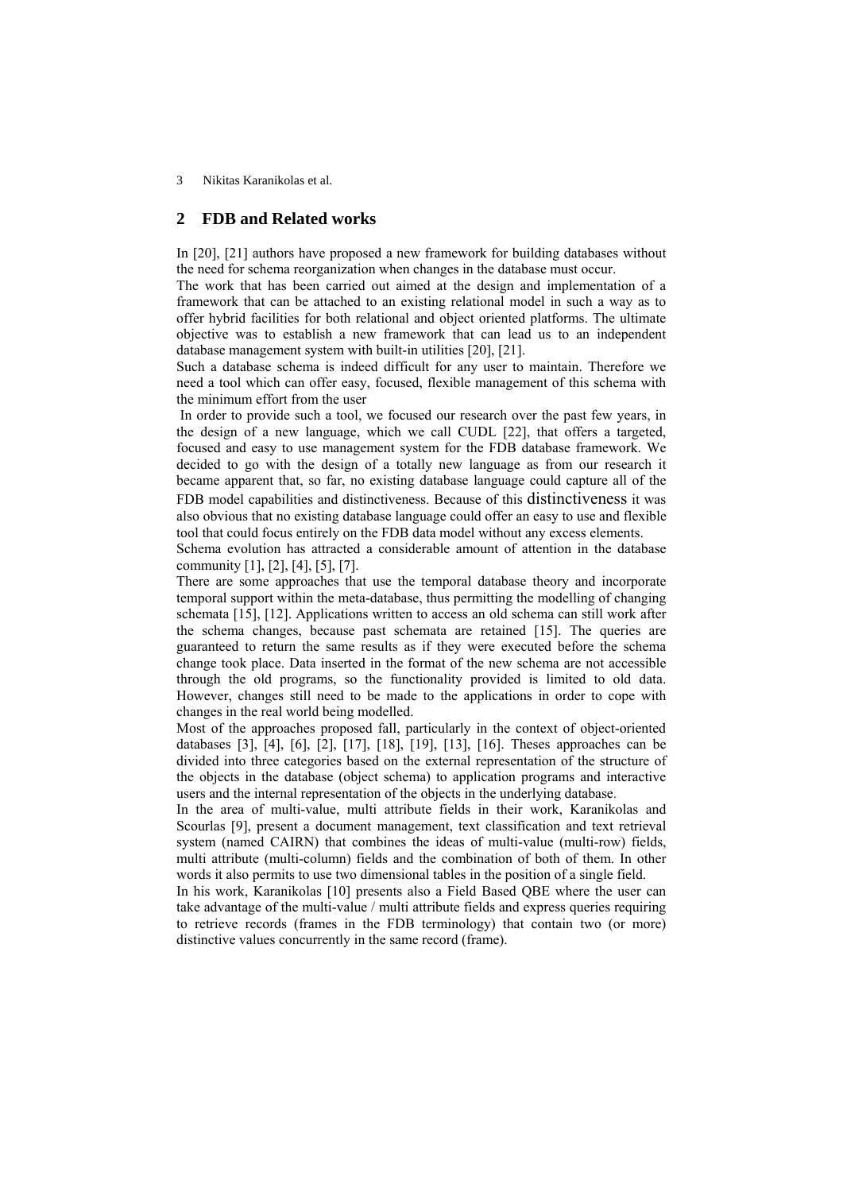## 2 FDB and Related works

In [20], [21] authors have proposed a new framework for building databases without the need for schema reorganization when changes in the database must occur.

The work that has been carried out aimed at the design and implementation of a framework that can be attached to an existing relational model in such a way as to offer hybrid facilities for both relational and object oriented platforms. The ultimate objective was to establish a new framework that can lead us to an independent database management system with built-in utilities [20], [21].

Such a database schema is indeed difficult for any user to maintain. Therefore we need a tool which can offer easy, focused, flexible management of this schema with the minimum effort from the user

In order to provide such a tool, we focused our research over the past few years, in the design of a new language, which we call CUDL [22], that offers a targeted, focused and easy to use management system for the FDB database framework. We decided to go with the design of a totally new language as from our research it became apparent that, so far, no existing database language could capture all of the FDB model capabilities and distinctiveness. Because of this distinctiveness it was also obvious that no existing database language could offer an easy to use and flexible tool that could focus entirely on the FDB data model without any excess elements.

Schema evolution has attracted a considerable amount of attention in the database community [1], [2], [4], [5], [7].

There are some approaches that use the temporal database theory and incorporate temporal support within the meta-database, thus permitting the modelling of changing schemata [15], [12]. Applications written to access an old schema can still work after the schema changes, because past schemata are retained [15]. The queries are guaranteed to return the same results as if they were executed before the schema change took place. Data inserted in the format of the new schema are not accessible through the old programs, so the functionality provided is limited to old data. However, changes still need to be made to the applications in order to cope with changes in the real world being modelled.

Most of the approaches proposed fall, particularly in the context of object-oriented databases [3], [4], [6], [2], [17], [18], [19], [13], [16]. Theses approaches can be divided into three categories based on the external representation of the structure of the objects in the database (object schema) to application programs and interactive users and the internal representation of the objects in the underlying database.

In the area of multi-value, multi attribute fields in their work, Karanikolas and Scourlas [9], present a document management, text classification and text retrieval system (named CAIRN) that combines the ideas of multi-value (multi-row) fields, multi attribute (multi-column) fields and the combination of both of them. In other words it also permits to use two dimensional tables in the position of a single field.

In his work, Karanikolas [10] presents also a Field Based QBE where the user can take advantage of the multi-value / multi attribute fields and express queries requiring to retrieve records (frames in the FDB terminology) that contain two (or more) distinctive values concurrently in the same record (frame).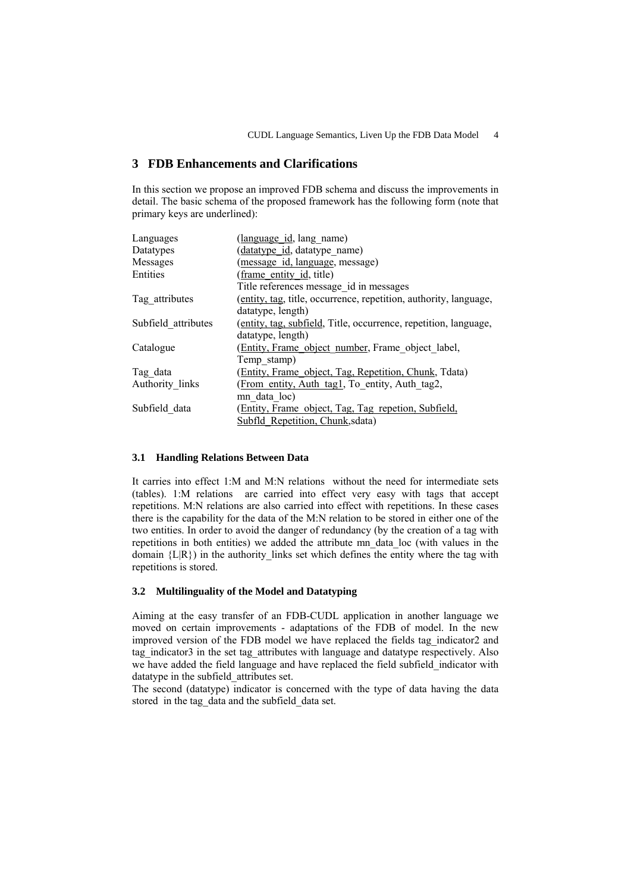## 3 FDB Enhancements and Clarifications

In this section we propose an improved FDB schema and discuss the improvements in detail. The basic schema of the proposed framework has the following form (note that primary keys are underlined):

| | |
|---|---|
| Languages | (<u>language_id</u>, lang_name) |
| Datatypes | (<u>datatype_id</u>, datatype_name) |
| Messages | (<u>message_id, language</u>, message) |
| Entities | (<u>frame_entity_id</u>, title)<br>Title references message_id in messages |
| Tag_attributes | (<u>entity, tag</u>, title, occurrence, repetition, authority, language, datatype, length) |
| Subfield_attributes | (<u>entity, tag, subfield</u>, Title, occurrence, repetition, language, datatype, length) |
| Catalogue | (<u>Entity, Frame_object_number</u>, Frame_object_label, Temp_stamp) |
| Tag_data | (<u>Entity, Frame_object, Tag, Repetition, Chunk</u>, Tdata) |
| Authority_links | (<u>From_entity, Auth_tag1</u>, To_entity, Auth_tag2, mn_data_loc) |
| Subfield_data | (<u>Entity, Frame_object, Tag, Tag_repetion, Subfield, Subfld_Repetition, Chunk</u>,sdata) |

### 3.1 Handling Relations Between Data

It carries into effect 1:M and M:N relations without the need for intermediate sets (tables). 1:M relations are carried into effect very easy with tags that accept repetitions. M:N relations are also carried into effect with repetitions. In these cases there is the capability for the data of the M:N relation to be stored in either one of the two entities. In order to avoid the danger of redundancy (by the creation of a tag with repetitions in both entities) we added the attribute mn_data_loc (with values in the domain {L|R}) in the authority_links set which defines the entity where the tag with repetitions is stored.

### 3.2 Multilinguality of the Model and Datatyping

Aiming at the easy transfer of an FDB-CUDL application in another language we moved on certain improvements - adaptations of the FDB of model. In the new improved version of the FDB model we have replaced the fields tag_indicator2 and tag_indicator3 in the set tag_attributes with language and datatype respectively. Also we have added the field language and have replaced the field subfield_indicator with datatype in the subfield_attributes set.

The second (datatype) indicator is concerned with the type of data having the data stored in the tag_data and the subfield_data set.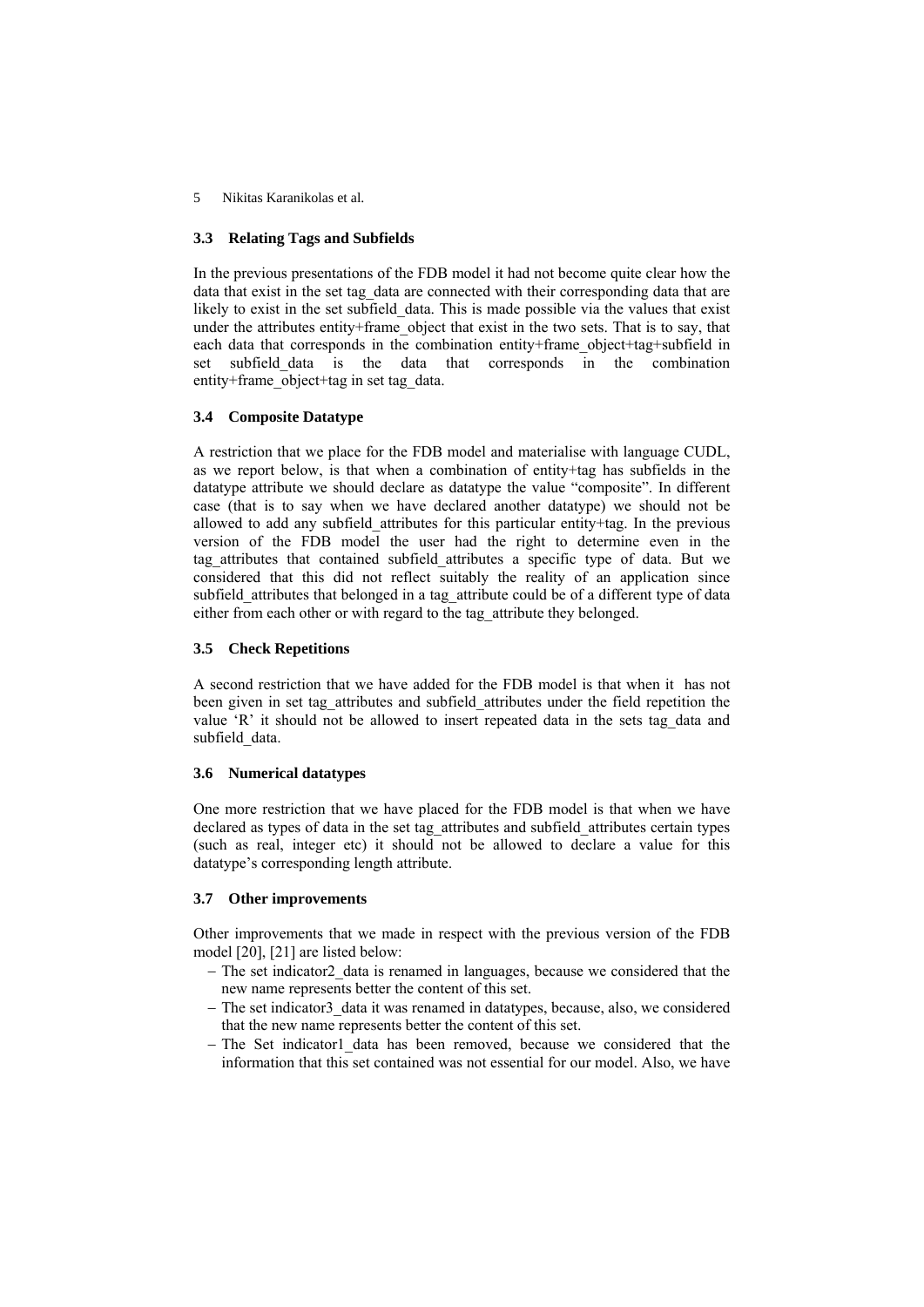### 3.3 Relating Tags and Subfields

In the previous presentations of the FDB model it had not become quite clear how the data that exist in the set tag_data are connected with their corresponding data that are likely to exist in the set subfield_data. This is made possible via the values that exist under the attributes entity+frame_object that exist in the two sets. That is to say, that each data that corresponds in the combination entity+frame_object+tag+subfield in set subfield_data is the data that corresponds in the combination entity+frame_object+tag in set tag_data.

### 3.4 Composite Datatype

A restriction that we place for the FDB model and materialise with language CUDL, as we report below, is that when a combination of entity+tag has subfields in the datatype attribute we should declare as datatype the value "composite". In different case (that is to say when we have declared another datatype) we should not be allowed to add any subfield_attributes for this particular entity+tag. In the previous version of the FDB model the user had the right to determine even in the tag_attributes that contained subfield_attributes a specific type of data. But we considered that this did not reflect suitably the reality of an application since subfield_attributes that belonged in a tag_attribute could be of a different type of data either from each other or with regard to the tag_attribute they belonged.

### 3.5 Check Repetitions

A second restriction that we have added for the FDB model is that when it has not been given in set tag_attributes and subfield_attributes under the field repetition the value 'R' it should not be allowed to insert repeated data in the sets tag_data and subfield_data.

### 3.6 Numerical datatypes

One more restriction that we have placed for the FDB model is that when we have declared as types of data in the set tag_attributes and subfield_attributes certain types (such as real, integer etc) it should not be allowed to declare a value for this datatype's corresponding length attribute.

### 3.7 Other improvements

Other improvements that we made in respect with the previous version of the FDB model [20], [21] are listed below:

- The set indicator2_data is renamed in languages, because we considered that the new name represents better the content of this set.
- The set indicator3_data it was renamed in datatypes, because, also, we considered that the new name represents better the content of this set.
- The Set indicator1_data has been removed, because we considered that the information that this set contained was not essential for our model. Also, we have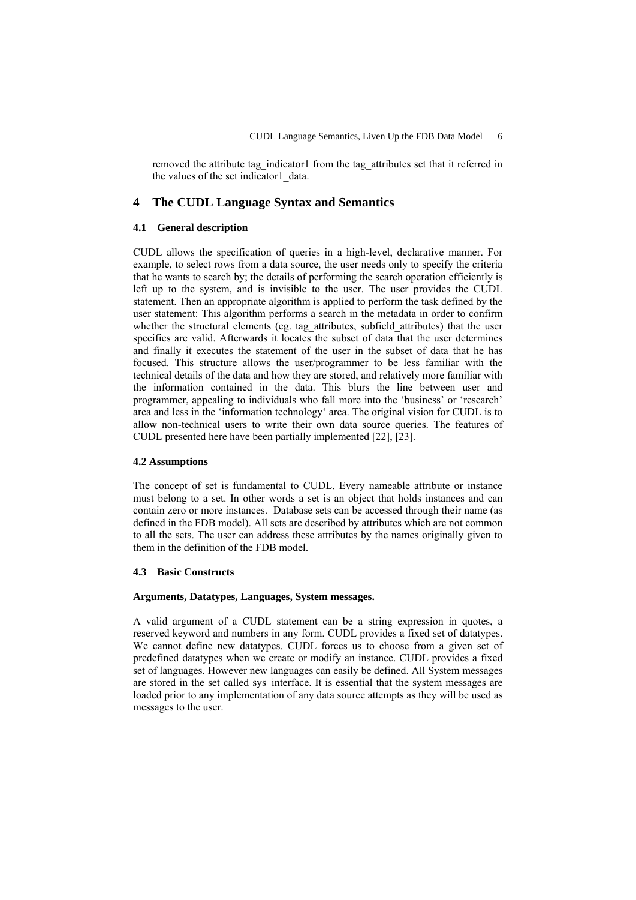removed the attribute tag_indicator1 from the tag_attributes set that it referred in the values of the set indicator1_data.

## 4 The CUDL Language Syntax and Semantics

### 4.1 General description

CUDL allows the specification of queries in a high-level, declarative manner. For example, to select rows from a data source, the user needs only to specify the criteria that he wants to search by; the details of performing the search operation efficiently is left up to the system, and is invisible to the user. The user provides the CUDL statement. Then an appropriate algorithm is applied to perform the task defined by the user statement: This algorithm performs a search in the metadata in order to confirm whether the structural elements (eg. tag_attributes, subfield_attributes) that the user specifies are valid. Afterwards it locates the subset of data that the user determines and finally it executes the statement of the user in the subset of data that he has focused. This structure allows the user/programmer to be less familiar with the technical details of the data and how they are stored, and relatively more familiar with the information contained in the data. This blurs the line between user and programmer, appealing to individuals who fall more into the 'business' or 'research' area and less in the 'information technology' area. The original vision for CUDL is to allow non-technical users to write their own data source queries. The features of CUDL presented here have been partially implemented [22], [23].

### 4.2 Assumptions

The concept of set is fundamental to CUDL. Every nameable attribute or instance must belong to a set. In other words a set is an object that holds instances and can contain zero or more instances. Database sets can be accessed through their name (as defined in the FDB model). All sets are described by attributes which are not common to all the sets. The user can address these attributes by the names originally given to them in the definition of the FDB model.

### 4.3 Basic Constructs

**Arguments, Datatypes, Languages, System messages.**

A valid argument of a CUDL statement can be a string expression in quotes, a reserved keyword and numbers in any form. CUDL provides a fixed set of datatypes. We cannot define new datatypes. CUDL forces us to choose from a given set of predefined datatypes when we create or modify an instance. CUDL provides a fixed set of languages. However new languages can easily be defined. All System messages are stored in the set called sys_interface. It is essential that the system messages are loaded prior to any implementation of any data source attempts as they will be used as messages to the user.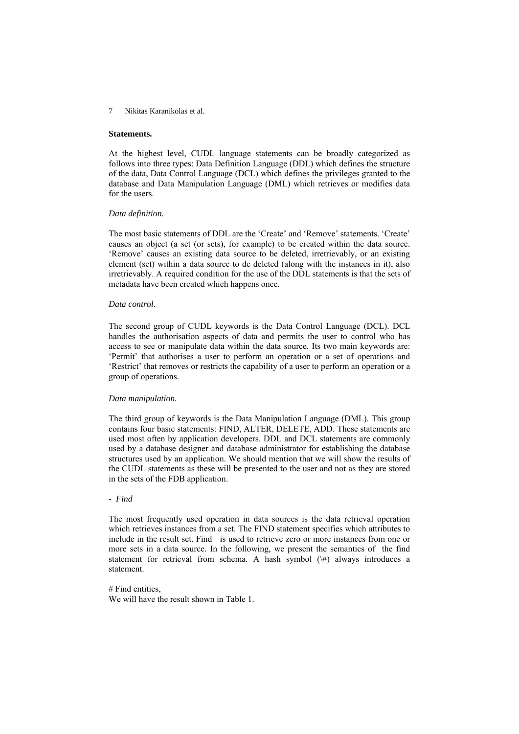**Statements.**

At the highest level, CUDL language statements can be broadly categorized as follows into three types: Data Definition Language (DDL) which defines the structure of the data, Data Control Language (DCL) which defines the privileges granted to the database and Data Manipulation Language (DML) which retrieves or modifies data for the users.

*Data definition.*

The most basic statements of DDL are the 'Create' and 'Remove' statements. 'Create' causes an object (a set (or sets), for example) to be created within the data source. 'Remove' causes an existing data source to be deleted, irretrievably, or an existing element (set) within a data source to de deleted (along with the instances in it), also irretrievably. A required condition for the use of the DDL statements is that the sets of metadata have been created which happens once.

*Data control.*

The second group of CUDL keywords is the Data Control Language (DCL). DCL handles the authorisation aspects of data and permits the user to control who has access to see or manipulate data within the data source. Its two main keywords are: 'Permit' that authorises a user to perform an operation or a set of operations and 'Restrict' that removes or restricts the capability of a user to perform an operation or a group of operations.

*Data manipulation.*

The third group of keywords is the Data Manipulation Language (DML). This group contains four basic statements: FIND, ALTER, DELETE, ADD. These statements are used most often by application developers. DDL and DCL statements are commonly used by a database designer and database administrator for establishing the database structures used by an application. We should mention that we will show the results of the CUDL statements as these will be presented to the user and not as they are stored in the sets of the FDB application.

- *Find*

The most frequently used operation in data sources is the data retrieval operation which retrieves instances from a set. The FIND statement specifies which attributes to include in the result set. Find is used to retrieve zero or more instances from one or more sets in a data source. In the following, we present the semantics of the find statement for retrieval from schema. A hash symbol (\#) always introduces a statement.

# Find entities,
We will have the result shown in Table 1.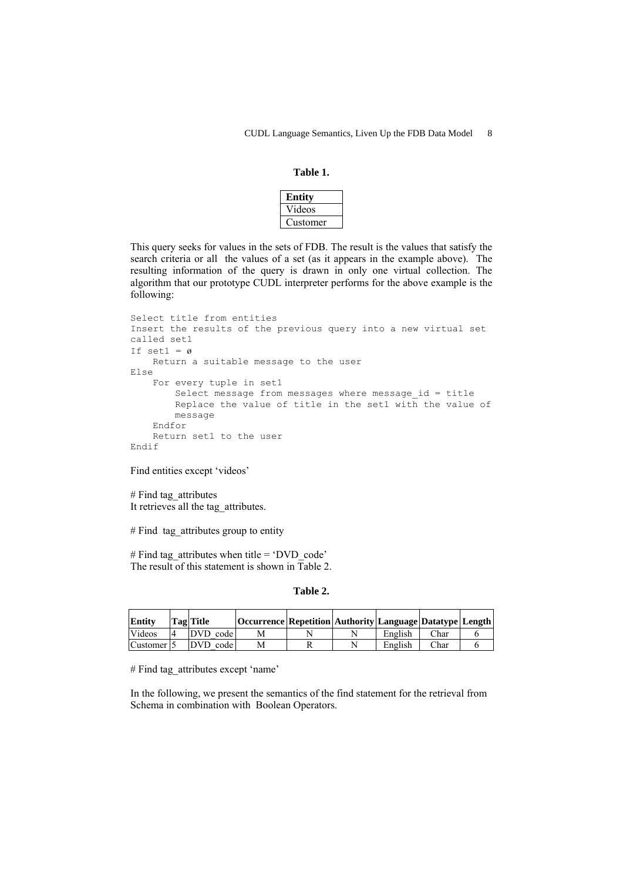**Table 1.**

| Entity |
| --- |
| Videos |
| Customer |

This query seeks for values in the sets of FDB. The result is the values that satisfy the search criteria or all the values of a set (as it appears in the example above). The resulting information of the query is drawn in only one virtual collection. The algorithm that our prototype CUDL interpreter performs for the above example is the following:

```
Select title from entities
Insert the results of the previous query into a new virtual set
called set1
If set1 = ø
    Return a suitable message to the user
Else
    For every tuple in set1
        Select message from messages where message_id = title
        Replace the value of title in the set1 with the value of
        message
    Endfor
    Return set1 to the user
Endif
```

Find entities except 'videos'

# Find tag_attributes
It retrieves all the tag_attributes.

# Find tag_attributes group to entity

# Find tag_attributes when title = 'DVD_code'
The result of this statement is shown in Table 2.

**Table 2.**

| Entity | Tag | Title | Occurrence | Repetition | Authority | Language | Datatype | Length |
| --- | --- | --- | --- | --- | --- | --- | --- | --- |
| Videos | 4 | DVD_code | M | N | N | English | Char | 6 |
| Customer | 5 | DVD_code | M | R | N | English | Char | 6 |

# Find tag_attributes except 'name'

In the following, we present the semantics of the find statement for the retrieval from Schema in combination with Boolean Operators.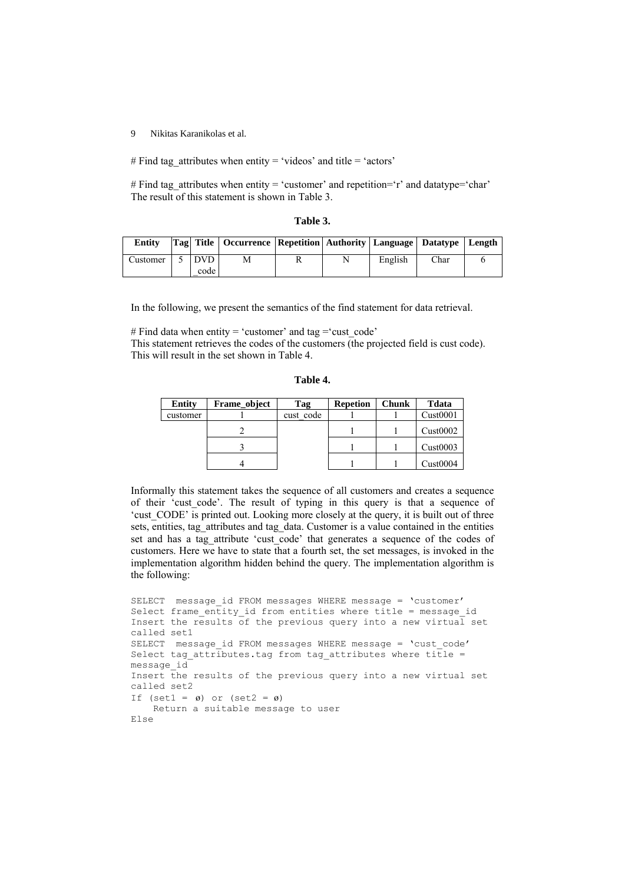# Find tag_attributes when entity = 'videos' and title = 'actors'

# Find tag_attributes when entity = 'customer' and repetition='r' and datatype='char'
The result of this statement is shown in Table 3.

**Table 3.**

| Entity | Tag | Title | Occurrence | Repetition | Authority | Language | Datatype | Length |
|---|---|---|---|---|---|---|---|---|
| Customer | 5 | DVD_code | M | R | N | English | Char | 6 |

In the following, we present the semantics of the find statement for data retrieval.

# Find data when entity = 'customer' and tag ='cust_code'
This statement retrieves the codes of the customers (the projected field is cust code). This will result in the set shown in Table 4.

**Table 4.**

| Entity | Frame_object | Tag | Repetion | Chunk | Tdata |
|---|---|---|---|---|---|
| customer | 1 | cust_code | 1 | 1 | Cust0001 |
| | 2 | | 1 | 1 | Cust0002 |
| | 3 | | 1 | 1 | Cust0003 |
| | 4 | | 1 | 1 | Cust0004 |

Informally this statement takes the sequence of all customers and creates a sequence of their 'cust_code'. The result of typing in this query is that a sequence of 'cust_CODE' is printed out. Looking more closely at the query, it is built out of three sets, entities, tag_attributes and tag_data. Customer is a value contained in the entities set and has a tag_attribute 'cust_code' that generates a sequence of the codes of customers. Here we have to state that a fourth set, the set messages, is invoked in the implementation algorithm hidden behind the query. The implementation algorithm is the following:

```
SELECT  message_id FROM messages WHERE message = 'customer'
Select frame_entity_id from entities where title = message_id
Insert the results of the previous query into a new virtual set
called set1
SELECT  message_id FROM messages WHERE message = 'cust_code'
Select tag_attributes.tag from tag_attributes where title =
message_id
Insert the results of the previous query into a new virtual set
called set2
If (set1 =  ø) or (set2 = ø)
    Return a suitable message to user
Else
```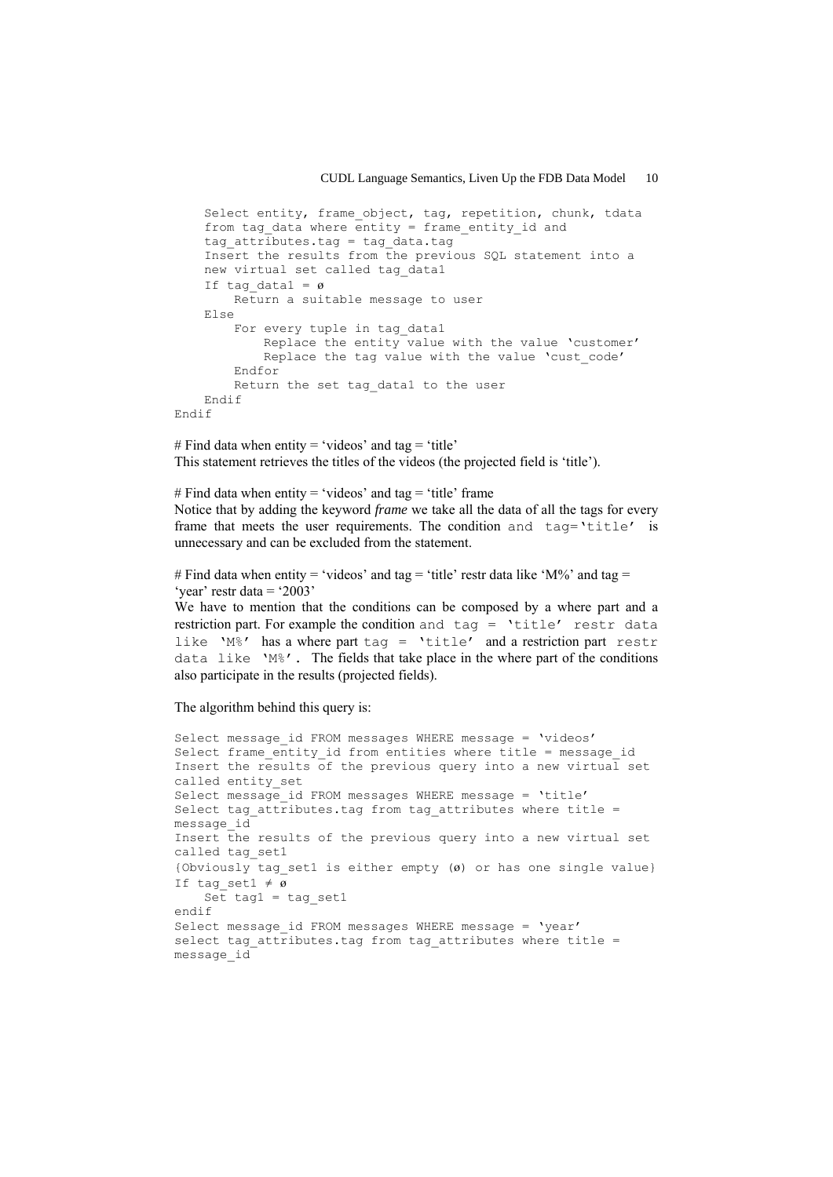```
    Select entity, frame_object, tag, repetition, chunk, tdata
    from tag_data where entity = frame_entity_id and
    tag_attributes.tag = tag_data.tag
    Insert the results from the previous SQL statement into a
    new virtual set called tag_data1
    If tag_data1 = ø
        Return a suitable message to user
    Else
        For every tuple in tag_data1
            Replace the entity value with the value 'customer'
            Replace the tag value with the value 'cust_code'
        Endfor
        Return the set tag_data1 to the user
    Endif
Endif
```

# Find data when entity = 'videos' and tag = 'title'
This statement retrieves the titles of the videos (the projected field is 'title').

# Find data when entity = 'videos' and tag = 'title' frame
Notice that by adding the keyword *frame* we take all the data of all the tags for every frame that meets the user requirements. The condition `and tag='title'` is unnecessary and can be excluded from the statement.

# Find data when entity = 'videos' and tag = 'title' restr data like 'M%' and tag = 'year' restr data = '2003'
We have to mention that the conditions can be composed by a where part and a restriction part. For example the condition `and tag = 'title' restr data like 'M%'` has a where part `tag = 'title'` and a restriction part `restr data like 'M%'`. The fields that take place in the where part of the conditions also participate in the results (projected fields).

The algorithm behind this query is:

```
Select message_id FROM messages WHERE message = 'videos'
Select frame_entity_id from entities where title = message_id
Insert the results of the previous query into a new virtual set
called entity_set
Select message_id FROM messages WHERE message = 'title'
Select tag_attributes.tag from tag_attributes where title =
message_id
Insert the results of the previous query into a new virtual set
called tag_set1
{Obviously tag_set1 is either empty (ø) or has one single value}
If tag_set1 ≠ ø
    Set tag1 = tag_set1
endif
Select message_id FROM messages WHERE message = 'year'
select tag_attributes.tag from tag_attributes where title =
message_id
```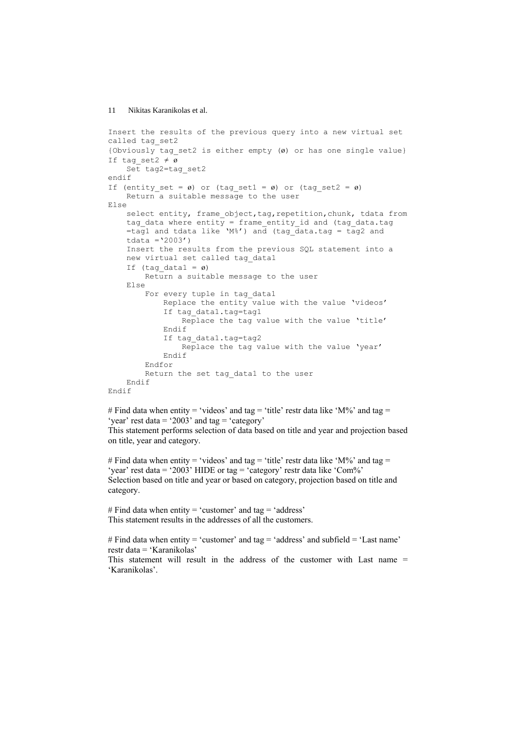```
Insert the results of the previous query into a new virtual set
called tag_set2
{Obviously tag_set2 is either empty (ø) or has one single value}
If tag_set2 ≠ ø
    Set tag2=tag_set2
endif
If (entity_set = ø) or (tag_set1 = ø) or (tag_set2 = ø)
    Return a suitable message to the user
Else
    select entity, frame_object,tag,repetition,chunk, tdata from
    tag_data where entity = frame_entity_id and (tag_data.tag
    =tag1 and tdata like 'M%') and (tag_data.tag = tag2 and
    tdata ='2003')
    Insert the results from the previous SQL statement into a
    new virtual set called tag_data1
    If (tag_data1 = ø)
        Return a suitable message to the user
    Else
        For every tuple in tag_data1
            Replace the entity value with the value 'videos'
            If tag_data1.tag=tag1
                Replace the tag value with the value 'title'
            Endif
            If tag_data1.tag=tag2
                Replace the tag value with the value 'year'
            Endif
        Endfor
        Return the set tag_data1 to the user
    Endif
Endif
```

# Find data when entity = 'videos' and tag = 'title' restr data like 'M%' and tag = 'year' rest data = '2003' and tag = 'category'
This statement performs selection of data based on title and year and projection based on title, year and category.

# Find data when entity = 'videos' and tag = 'title' restr data like 'M%' and tag = 'year' rest data = '2003' HIDE or tag = 'category' restr data like 'Com%'
Selection based on title and year or based on category, projection based on title and category.

# Find data when entity = 'customer' and tag = 'address'
This statement results in the addresses of all the customers.

# Find data when entity = 'customer' and tag = 'address' and subfield = 'Last name' restr data = 'Karanikolas'
This statement will result in the address of the customer with Last name = 'Karanikolas'.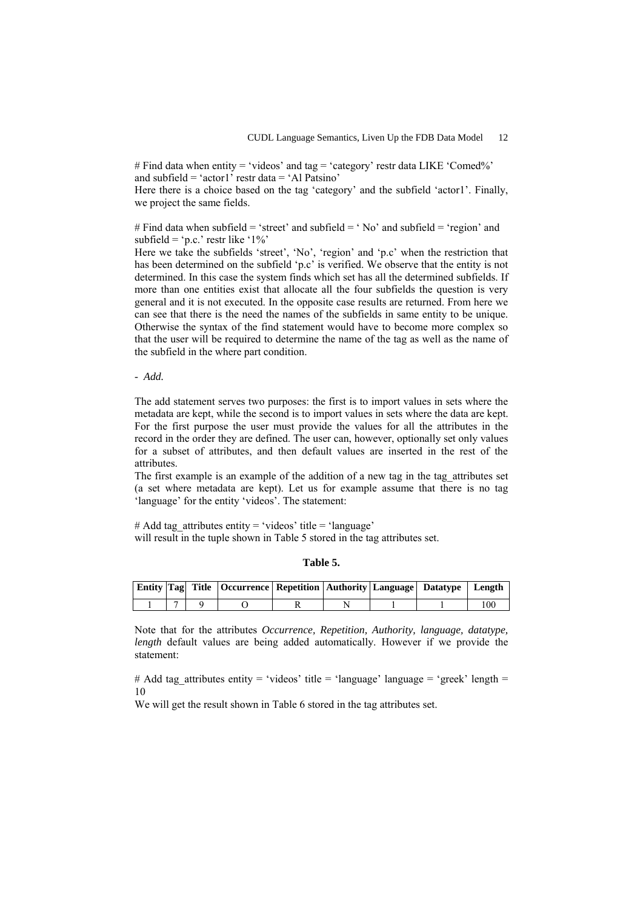# Find data when entity = 'videos' and tag = 'category' restr data LIKE 'Comed%' and subfield = 'actor1' restr data = 'Al Patsino'

Here there is a choice based on the tag 'category' and the subfield 'actor1'. Finally, we project the same fields.

# Find data when subfield = 'street' and subfield = ' No' and subfield = 'region' and subfield = 'p.c.' restr like '1%'

Here we take the subfields 'street', 'No', 'region' and 'p.c' when the restriction that has been determined on the subfield 'p.c' is verified. We observe that the entity is not determined. In this case the system finds which set has all the determined subfields. If more than one entities exist that allocate all the four subfields the question is very general and it is not executed. In the opposite case results are returned. From here we can see that there is the need the names of the subfields in same entity to be unique. Otherwise the syntax of the find statement would have to become more complex so that the user will be required to determine the name of the tag as well as the name of the subfield in the where part condition.

- *Add.*

The add statement serves two purposes: the first is to import values in sets where the metadata are kept, while the second is to import values in sets where the data are kept. For the first purpose the user must provide the values for all the attributes in the record in the order they are defined. The user can, however, optionally set only values for a subset of attributes, and then default values are inserted in the rest of the attributes.

The first example is an example of the addition of a new tag in the tag_attributes set (a set where metadata are kept). Let us for example assume that there is no tag 'language' for the entity 'videos'. The statement:

# Add tag_attributes entity = 'videos' title = 'language'

will result in the tuple shown in Table 5 stored in the tag attributes set.

**Table 5.**

| Entity | Tag | Title | Occurrence | Repetition | Authority | Language | Datatype | Length |
|---|---|---|---|---|---|---|---|---|
| 1 | 7 | 9 | O | R | N | 1 | 1 | 100 |

Note that for the attributes *Occurrence, Repetition, Authority, language, datatype, length* default values are being added automatically. However if we provide the statement:

# Add tag_attributes entity = 'videos' title = 'language' language = 'greek' length = 10

We will get the result shown in Table 6 stored in the tag attributes set.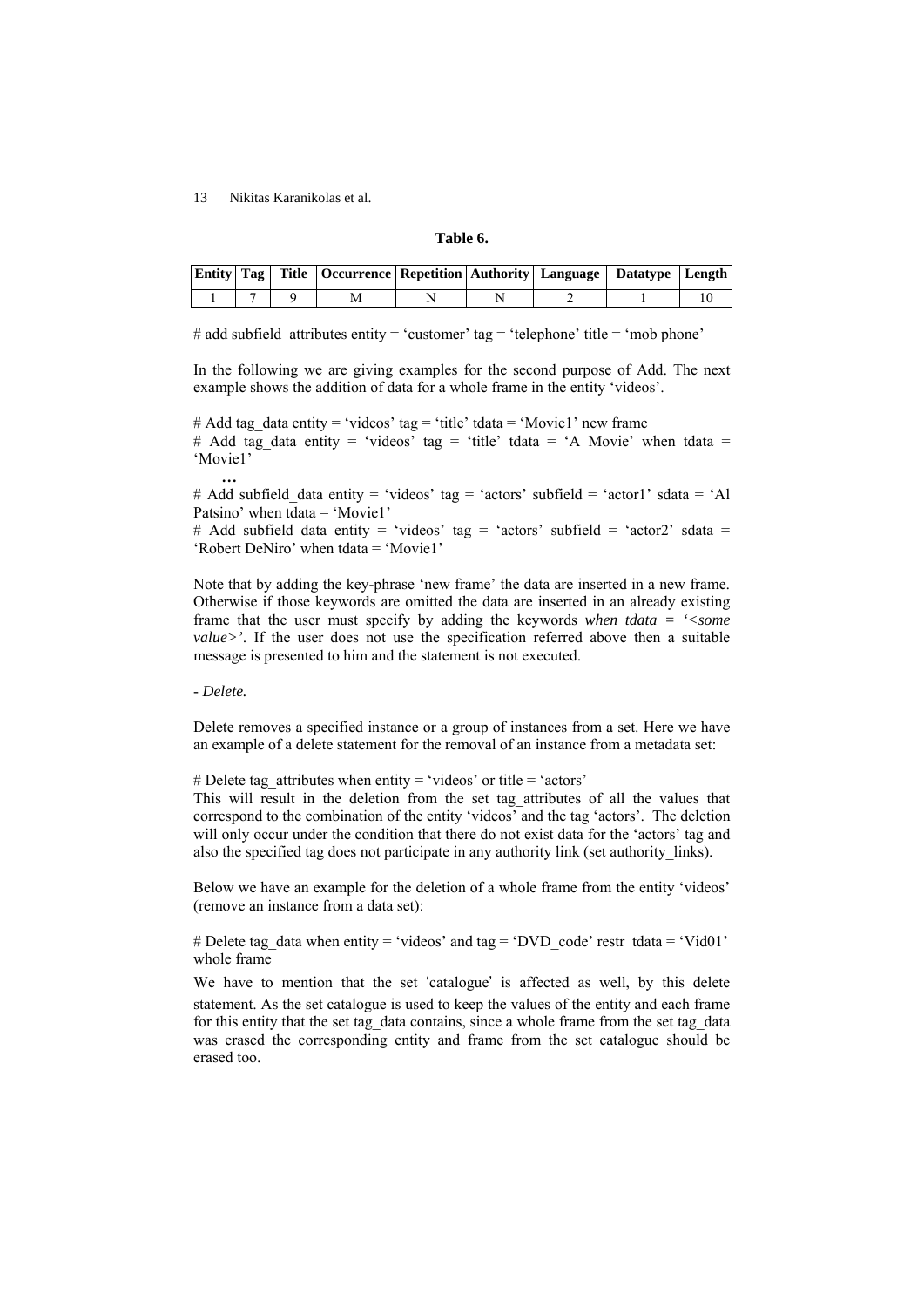**Table 6.**

| Entity | Tag | Title | Occurrence | Repetition | Authority | Language | Datatype | Length |
|---|---|---|---|---|---|---|---|---|
| 1 | 7 | 9 | M | N | N | 2 | 1 | 10 |

# add subfield_attributes entity = 'customer' tag = 'telephone' title = 'mob phone'

In the following we are giving examples for the second purpose of Add. The next example shows the addition of data for a whole frame in the entity 'videos'.

# Add tag_data entity = 'videos' tag = 'title' tdata = 'Movie1' new frame
# Add tag_data entity = 'videos' tag = 'title' tdata = 'A Movie' when tdata = 'Movie1'
**…**
# Add subfield_data entity = 'videos' tag = 'actors' subfield = 'actor1' sdata = 'Al Patsino' when tdata = 'Movie1'
# Add subfield_data entity = 'videos' tag = 'actors' subfield = 'actor2' sdata = 'Robert DeNiro' when tdata = 'Movie1'

Note that by adding the key-phrase 'new frame' the data are inserted in a new frame. Otherwise if those keywords are omitted the data are inserted in an already existing frame that the user must specify by adding the keywords *when tdata = '<some value>'*. If the user does not use the specification referred above then a suitable message is presented to him and the statement is not executed.

- *Delete.*

Delete removes a specified instance or a group of instances from a set. Here we have an example of a delete statement for the removal of an instance from a metadata set:

# Delete tag_attributes when entity = 'videos' or title = 'actors'
This will result in the deletion from the set tag_attributes of all the values that correspond to the combination of the entity 'videos' and the tag 'actors'. The deletion will only occur under the condition that there do not exist data for the 'actors' tag and also the specified tag does not participate in any authority link (set authority_links).

Below we have an example for the deletion of a whole frame from the entity 'videos' (remove an instance from a data set):

# Delete tag_data when entity = 'videos' and tag = 'DVD_code' restr tdata = 'Vid01' whole frame

We have to mention that the set 'catalogue' is affected as well, by this delete statement. As the set catalogue is used to keep the values of the entity and each frame for this entity that the set tag_data contains, since a whole frame from the set tag_data was erased the corresponding entity and frame from the set catalogue should be erased too.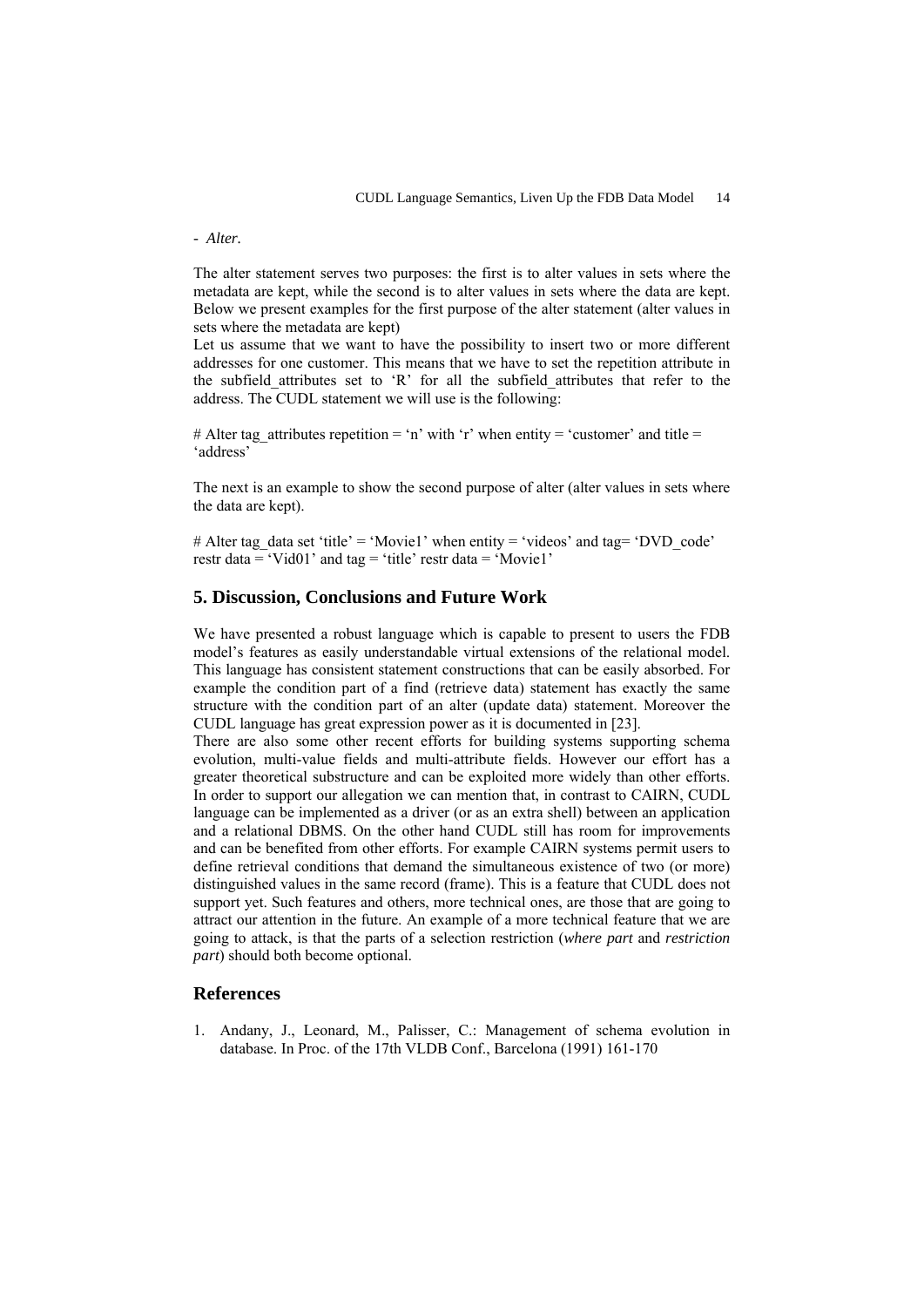- *Alter.*

The alter statement serves two purposes: the first is to alter values in sets where the metadata are kept, while the second is to alter values in sets where the data are kept. Below we present examples for the first purpose of the alter statement (alter values in sets where the metadata are kept)

Let us assume that we want to have the possibility to insert two or more different addresses for one customer. This means that we have to set the repetition attribute in the subfield_attributes set to 'R' for all the subfield_attributes that refer to the address. The CUDL statement we will use is the following:

# Alter tag_attributes repetition = 'n' with 'r' when entity = 'customer' and title = 'address'

The next is an example to show the second purpose of alter (alter values in sets where the data are kept).

# Alter tag_data set 'title' = 'Movie1' when entity = 'videos' and tag= 'DVD_code' restr data = 'Vid01' and tag = 'title' restr data = 'Movie1'

## 5. Discussion, Conclusions and Future Work

We have presented a robust language which is capable to present to users the FDB model's features as easily understandable virtual extensions of the relational model. This language has consistent statement constructions that can be easily absorbed. For example the condition part of a find (retrieve data) statement has exactly the same structure with the condition part of an alter (update data) statement. Moreover the CUDL language has great expression power as it is documented in [23].

There are also some other recent efforts for building systems supporting schema evolution, multi-value fields and multi-attribute fields. However our effort has a greater theoretical substructure and can be exploited more widely than other efforts. In order to support our allegation we can mention that, in contrast to CAIRN, CUDL language can be implemented as a driver (or as an extra shell) between an application and a relational DBMS. On the other hand CUDL still has room for improvements and can be benefited from other efforts. For example CAIRN systems permit users to define retrieval conditions that demand the simultaneous existence of two (or more) distinguished values in the same record (frame). This is a feature that CUDL does not support yet. Such features and others, more technical ones, are those that are going to attract our attention in the future. An example of a more technical feature that we are going to attack, is that the parts of a selection restriction (*where part* and *restriction part*) should both become optional.

## References

1. Andany, J., Leonard, M., Palisser, C.: Management of schema evolution in database. In Proc. of the 17th VLDB Conf., Barcelona (1991) 161-170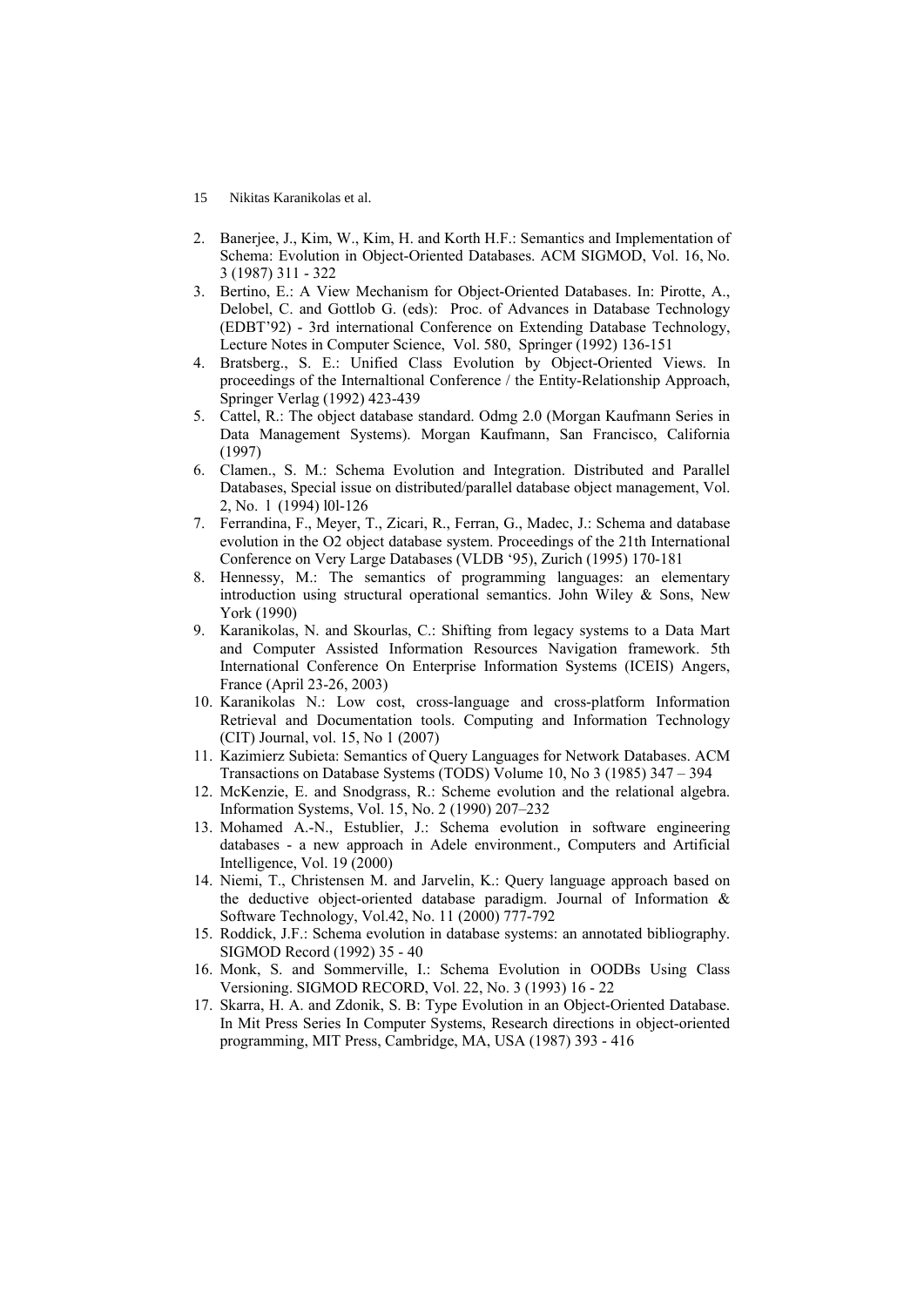2. Banerjee, J., Kim, W., Kim, H. and Korth H.F.: Semantics and Implementation of Schema: Evolution in Object-Oriented Databases. ACM SIGMOD, Vol. 16, No. 3 (1987) 311 - 322
3. Bertino, E.: A View Mechanism for Object-Oriented Databases. In: Pirotte, A., Delobel, C. and Gottlob G. (eds): Proc. of Advances in Database Technology (EDBT'92) - 3rd international Conference on Extending Database Technology, Lecture Notes in Computer Science, Vol. 580, Springer (1992) 136-151
4. Bratsberg., S. E.: Unified Class Evolution by Object-Oriented Views. In proceedings of the Internaltional Conference / the Entity-Relationship Approach, Springer Verlag (1992) 423-439
5. Cattel, R.: The object database standard. Odmg 2.0 (Morgan Kaufmann Series in Data Management Systems). Morgan Kaufmann, San Francisco, California (1997)
6. Clamen., S. M.: Schema Evolution and Integration. Distributed and Parallel Databases, Special issue on distributed/parallel database object management, Vol. 2, No. 1 (1994) l0l-126
7. Ferrandina, F., Meyer, T., Zicari, R., Ferran, G., Madec, J.: Schema and database evolution in the O2 object database system. Proceedings of the 21th International Conference on Very Large Databases (VLDB '95), Zurich (1995) 170-181
8. Hennessy, M.: The semantics of programming languages: an elementary introduction using structural operational semantics. John Wiley & Sons, New York (1990)
9. Karanikolas, N. and Skourlas, C.: Shifting from legacy systems to a Data Mart and Computer Assisted Information Resources Navigation framework. 5th International Conference On Enterprise Information Systems (ICEIS) Angers, France (April 23-26, 2003)
10. Karanikolas N.: Low cost, cross-language and cross-platform Information Retrieval and Documentation tools. Computing and Information Technology (CIT) Journal, vol. 15, No 1 (2007)
11. Kazimierz Subieta: Semantics of Query Languages for Network Databases. ACM Transactions on Database Systems (TODS) Volume 10, No 3 (1985) 347 – 394
12. McKenzie, E. and Snodgrass, R.: Scheme evolution and the relational algebra. Information Systems, Vol. 15, No. 2 (1990) 207–232
13. Mohamed A.-N., Estublier, J.: Schema evolution in software engineering databases - a new approach in Adele environment., Computers and Artificial Intelligence, Vol. 19 (2000)
14. Niemi, T., Christensen M. and Jarvelin, K.: Query language approach based on the deductive object-oriented database paradigm. Journal of Information & Software Technology, Vol.42, No. 11 (2000) 777-792
15. Roddick, J.F.: Schema evolution in database systems: an annotated bibliography. SIGMOD Record (1992) 35 - 40
16. Monk, S. and Sommerville, I.: Schema Evolution in OODBs Using Class Versioning. SIGMOD RECORD, Vol. 22, No. 3 (1993) 16 - 22
17. Skarra, H. A. and Zdonik, S. B: Type Evolution in an Object-Oriented Database. In Mit Press Series In Computer Systems, Research directions in object-oriented programming, MIT Press, Cambridge, MA, USA (1987) 393 - 416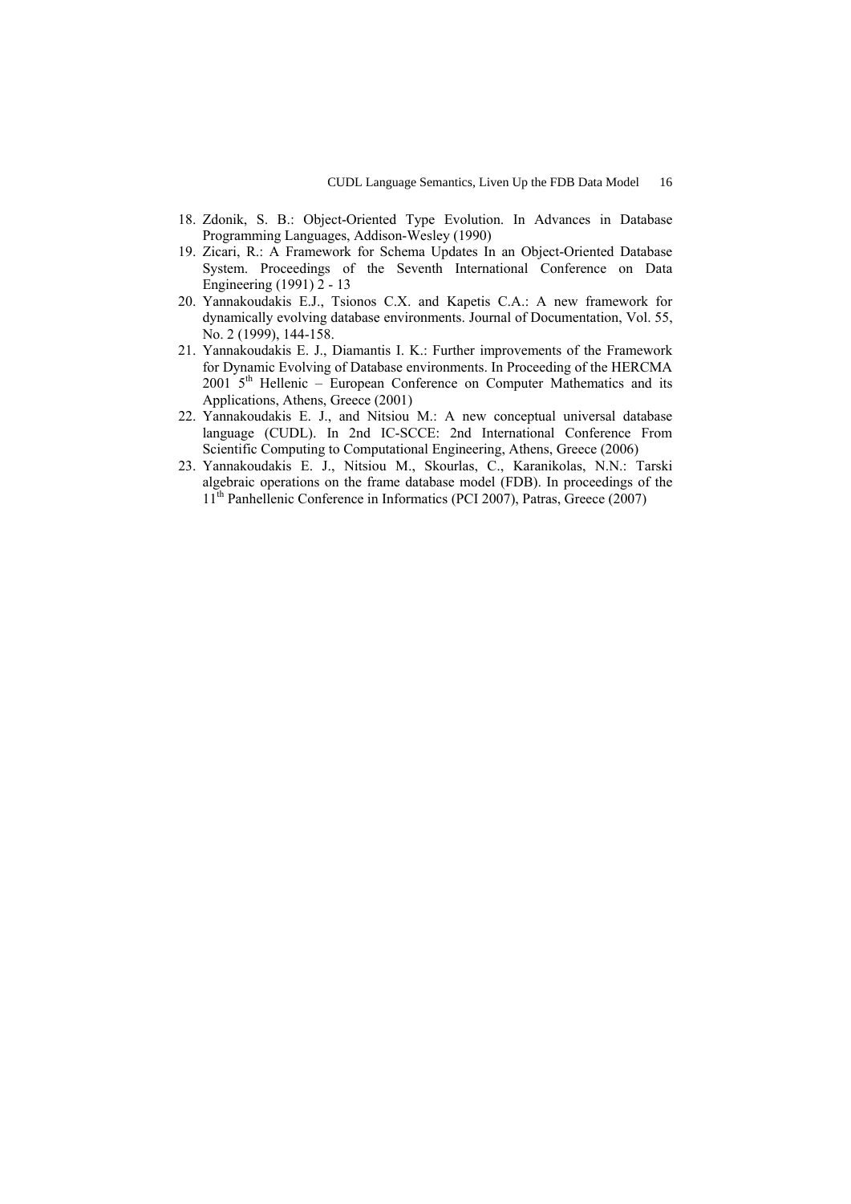18. Zdonik, S. B.: Object-Oriented Type Evolution. In Advances in Database Programming Languages, Addison-Wesley (1990)
19. Zicari, R.: A Framework for Schema Updates In an Object-Oriented Database System. Proceedings of the Seventh International Conference on Data Engineering (1991) 2 - 13
20. Yannakoudakis E.J., Tsionos C.X. and Kapetis C.A.: A new framework for dynamically evolving database environments. Journal of Documentation, Vol. 55, No. 2 (1999), 144-158.
21. Yannakoudakis E. J., Diamantis I. K.: Further improvements of the Framework for Dynamic Evolving of Database environments. In Proceeding of the HERCMA 2001 5th Hellenic – European Conference on Computer Mathematics and its Applications, Athens, Greece (2001)
22. Yannakoudakis E. J., and Nitsiou M.: A new conceptual universal database language (CUDL). In 2nd IC-SCCE: 2nd International Conference From Scientific Computing to Computational Engineering, Athens, Greece (2006)
23. Yannakoudakis E. J., Nitsiou M., Skourlas, C., Karanikolas, N.N.: Tarski algebraic operations on the frame database model (FDB). In proceedings of the 11th Panhellenic Conference in Informatics (PCI 2007), Patras, Greece (2007)